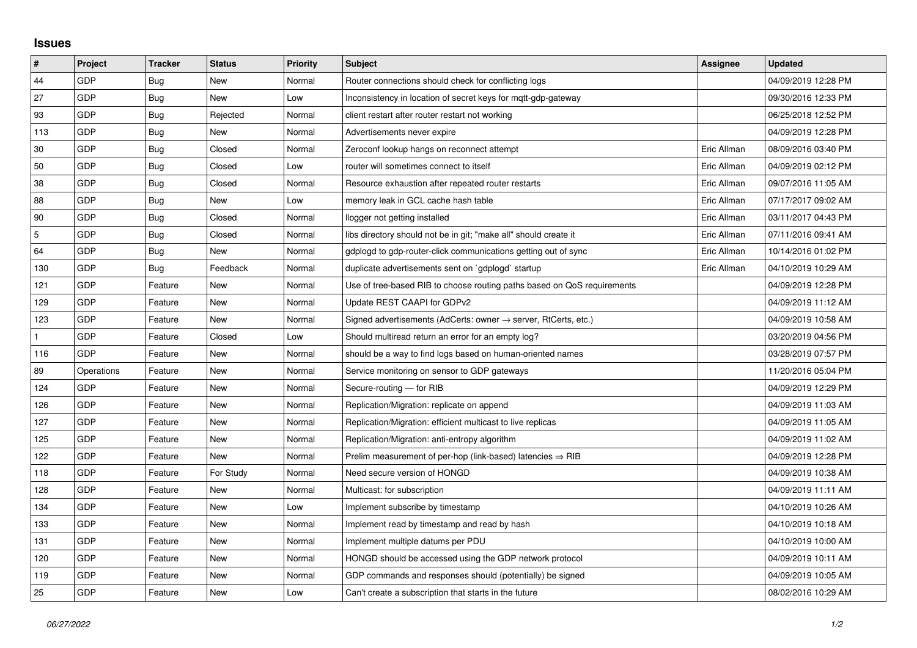# Issues

| # | Project | Tracker | Status | Priority | Subject | Assignee | Updated |
|---|---|---|---|---|---|---|---|
| 44 | GDP | Bug | New | Normal | Router connections should check for conflicting logs | | 04/09/2019 12:28 PM |
| 27 | GDP | Bug | New | Low | Inconsistency in location of secret keys for mqtt-gdp-gateway | | 09/30/2016 12:33 PM |
| 93 | GDP | Bug | Rejected | Normal | client restart after router restart not working | | 06/25/2018 12:52 PM |
| 113 | GDP | Bug | New | Normal | Advertisements never expire | | 04/09/2019 12:28 PM |
| 30 | GDP | Bug | Closed | Normal | Zeroconf lookup hangs on reconnect attempt | Eric Allman | 08/09/2016 03:40 PM |
| 50 | GDP | Bug | Closed | Low | router will sometimes connect to itself | Eric Allman | 04/09/2019 02:12 PM |
| 38 | GDP | Bug | Closed | Normal | Resource exhaustion after repeated router restarts | Eric Allman | 09/07/2016 11:05 AM |
| 88 | GDP | Bug | New | Low | memory leak in GCL cache hash table | Eric Allman | 07/17/2017 09:02 AM |
| 90 | GDP | Bug | Closed | Normal | llogger not getting installed | Eric Allman | 03/11/2017 04:43 PM |
| 5 | GDP | Bug | Closed | Normal | libs directory should not be in git; "make all" should create it | Eric Allman | 07/11/2016 09:41 AM |
| 64 | GDP | Bug | New | Normal | gdplogd to gdp-router-click communications getting out of sync | Eric Allman | 10/14/2016 01:02 PM |
| 130 | GDP | Bug | Feedback | Normal | duplicate advertisements sent on `gdplogd` startup | Eric Allman | 04/10/2019 10:29 AM |
| 121 | GDP | Feature | New | Normal | Use of tree-based RIB to choose routing paths based on QoS requirements | | 04/09/2019 12:28 PM |
| 129 | GDP | Feature | New | Normal | Update REST CAAPI for GDPv2 | | 04/09/2019 11:12 AM |
| 123 | GDP | Feature | New | Normal | Signed advertisements (AdCerts: owner → server, RtCerts, etc.) | | 04/09/2019 10:58 AM |
| 1 | GDP | Feature | Closed | Low | Should multiread return an error for an empty log? | | 03/20/2019 04:56 PM |
| 116 | GDP | Feature | New | Normal | should be a way to find logs based on human-oriented names | | 03/28/2019 07:57 PM |
| 89 | Operations | Feature | New | Normal | Service monitoring on sensor to GDP gateways | | 11/20/2016 05:04 PM |
| 124 | GDP | Feature | New | Normal | Secure-routing — for RIB | | 04/09/2019 12:29 PM |
| 126 | GDP | Feature | New | Normal | Replication/Migration: replicate on append | | 04/09/2019 11:03 AM |
| 127 | GDP | Feature | New | Normal | Replication/Migration: efficient multicast to live replicas | | 04/09/2019 11:05 AM |
| 125 | GDP | Feature | New | Normal | Replication/Migration: anti-entropy algorithm | | 04/09/2019 11:02 AM |
| 122 | GDP | Feature | New | Normal | Prelim measurement of per-hop (link-based) latencies ⇒ RIB | | 04/09/2019 12:28 PM |
| 118 | GDP | Feature | For Study | Normal | Need secure version of HONGD | | 04/09/2019 10:38 AM |
| 128 | GDP | Feature | New | Normal | Multicast: for subscription | | 04/09/2019 11:11 AM |
| 134 | GDP | Feature | New | Low | Implement subscribe by timestamp | | 04/10/2019 10:26 AM |
| 133 | GDP | Feature | New | Normal | Implement read by timestamp and read by hash | | 04/10/2019 10:18 AM |
| 131 | GDP | Feature | New | Normal | Implement multiple datums per PDU | | 04/10/2019 10:00 AM |
| 120 | GDP | Feature | New | Normal | HONGD should be accessed using the GDP network protocol | | 04/09/2019 10:11 AM |
| 119 | GDP | Feature | New | Normal | GDP commands and responses should (potentially) be signed | | 04/09/2019 10:05 AM |
| 25 | GDP | Feature | New | Low | Can't create a subscription that starts in the future | | 08/02/2016 10:29 AM |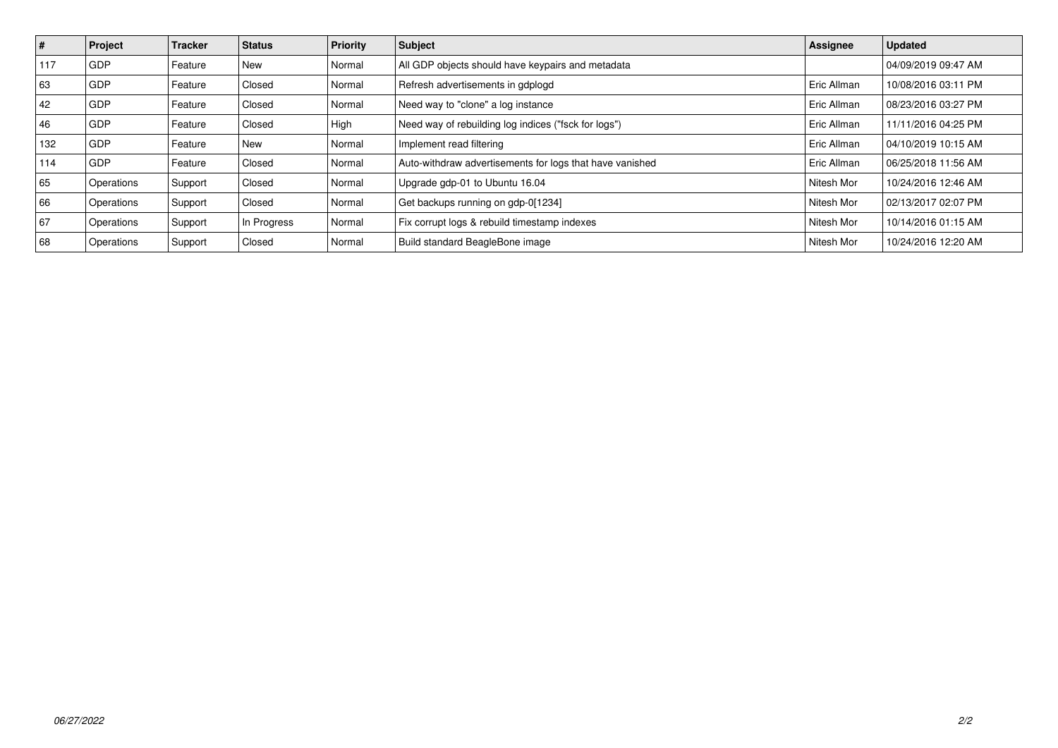| # | Project | Tracker | Status | Priority | Subject | Assignee | Updated |
|---|---|---|---|---|---|---|---|
| 117 | GDP | Feature | New | Normal | All GDP objects should have keypairs and metadata | | 04/09/2019 09:47 AM |
| 63 | GDP | Feature | Closed | Normal | Refresh advertisements in gdplogd | Eric Allman | 10/08/2016 03:11 PM |
| 42 | GDP | Feature | Closed | Normal | Need way to "clone" a log instance | Eric Allman | 08/23/2016 03:27 PM |
| 46 | GDP | Feature | Closed | High | Need way of rebuilding log indices ("fsck for logs") | Eric Allman | 11/11/2016 04:25 PM |
| 132 | GDP | Feature | New | Normal | Implement read filtering | Eric Allman | 04/10/2019 10:15 AM |
| 114 | GDP | Feature | Closed | Normal | Auto-withdraw advertisements for logs that have vanished | Eric Allman | 06/25/2018 11:56 AM |
| 65 | Operations | Support | Closed | Normal | Upgrade gdp-01 to Ubuntu 16.04 | Nitesh Mor | 10/24/2016 12:46 AM |
| 66 | Operations | Support | Closed | Normal | Get backups running on gdp-0[1234] | Nitesh Mor | 02/13/2017 02:07 PM |
| 67 | Operations | Support | In Progress | Normal | Fix corrupt logs & rebuild timestamp indexes | Nitesh Mor | 10/14/2016 01:15 AM |
| 68 | Operations | Support | Closed | Normal | Build standard BeagleBone image | Nitesh Mor | 10/24/2016 12:20 AM |

*06/27/2022*